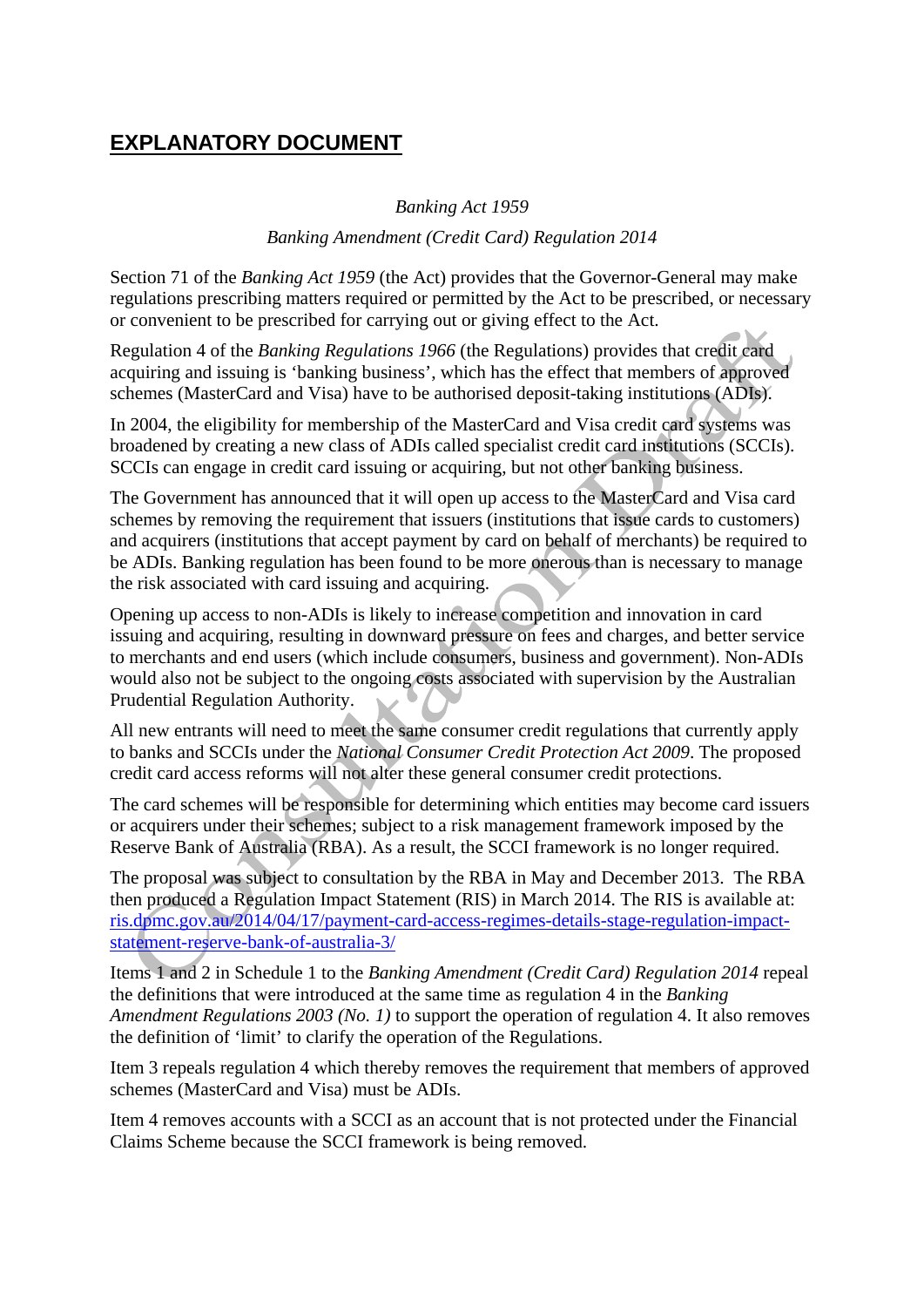# EXPLANATORY DOCUMENT

*Banking Act 1959*

*Banking Amendment (Credit Card) Regulation 2014*

Section 71 of the *Banking Act 1959* (the Act) provides that the Governor-General may make regulations prescribing matters required or permitted by the Act to be prescribed, or necessary or convenient to be prescribed for carrying out or giving effect to the Act.

Regulation 4 of the *Banking Regulations 1966* (the Regulations) provides that credit card acquiring and issuing is 'banking business', which has the effect that members of approved schemes (MasterCard and Visa) have to be authorised deposit-taking institutions (ADIs).

In 2004, the eligibility for membership of the MasterCard and Visa credit card systems was broadened by creating a new class of ADIs called specialist credit card institutions (SCCIs). SCCIs can engage in credit card issuing or acquiring, but not other banking business.

The Government has announced that it will open up access to the MasterCard and Visa card schemes by removing the requirement that issuers (institutions that issue cards to customers) and acquirers (institutions that accept payment by card on behalf of merchants) be required to be ADIs. Banking regulation has been found to be more onerous than is necessary to manage the risk associated with card issuing and acquiring.

Opening up access to non-ADIs is likely to increase competition and innovation in card issuing and acquiring, resulting in downward pressure on fees and charges, and better service to merchants and end users (which include consumers, business and government). Non-ADIs would also not be subject to the ongoing costs associated with supervision by the Australian Prudential Regulation Authority.

All new entrants will need to meet the same consumer credit regulations that currently apply to banks and SCCIs under the *National Consumer Credit Protection Act 2009*. The proposed credit card access reforms will not alter these general consumer credit protections.

The card schemes will be responsible for determining which entities may become card issuers or acquirers under their schemes; subject to a risk management framework imposed by the Reserve Bank of Australia (RBA). As a result, the SCCI framework is no longer required.

The proposal was subject to consultation by the RBA in May and December 2013. The RBA then produced a Regulation Impact Statement (RIS) in March 2014. The RIS is available at: [ris.dpmc.gov.au/2014/04/17/payment-card-access-regimes-details-stage-regulation-impact-statement-reserve-bank-of-australia-3/](ris.dpmc.gov.au/2014/04/17/payment-card-access-regimes-details-stage-regulation-impact-statement-reserve-bank-of-australia-3/)

Items 1 and 2 in Schedule 1 to the *Banking Amendment (Credit Card) Regulation 2014* repeal the definitions that were introduced at the same time as regulation 4 in the *Banking Amendment Regulations 2003 (No. 1)* to support the operation of regulation 4. It also removes the definition of 'limit' to clarify the operation of the Regulations.

Item 3 repeals regulation 4 which thereby removes the requirement that members of approved schemes (MasterCard and Visa) must be ADIs.

Item 4 removes accounts with a SCCI as an account that is not protected under the Financial Claims Scheme because the SCCI framework is being removed.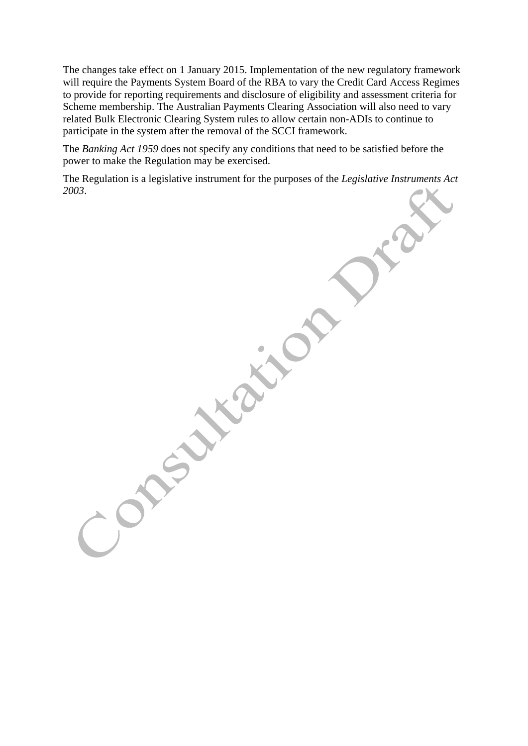The changes take effect on 1 January 2015. Implementation of the new regulatory framework will require the Payments System Board of the RBA to vary the Credit Card Access Regimes to provide for reporting requirements and disclosure of eligibility and assessment criteria for Scheme membership. The Australian Payments Clearing Association will also need to vary related Bulk Electronic Clearing System rules to allow certain non-ADIs to continue to participate in the system after the removal of the SCCI framework.

The *Banking Act 1959* does not specify any conditions that need to be satisfied before the power to make the Regulation may be exercised.

The Regulation is a legislative instrument for the purposes of the *Legislative Instruments Act 2003*.